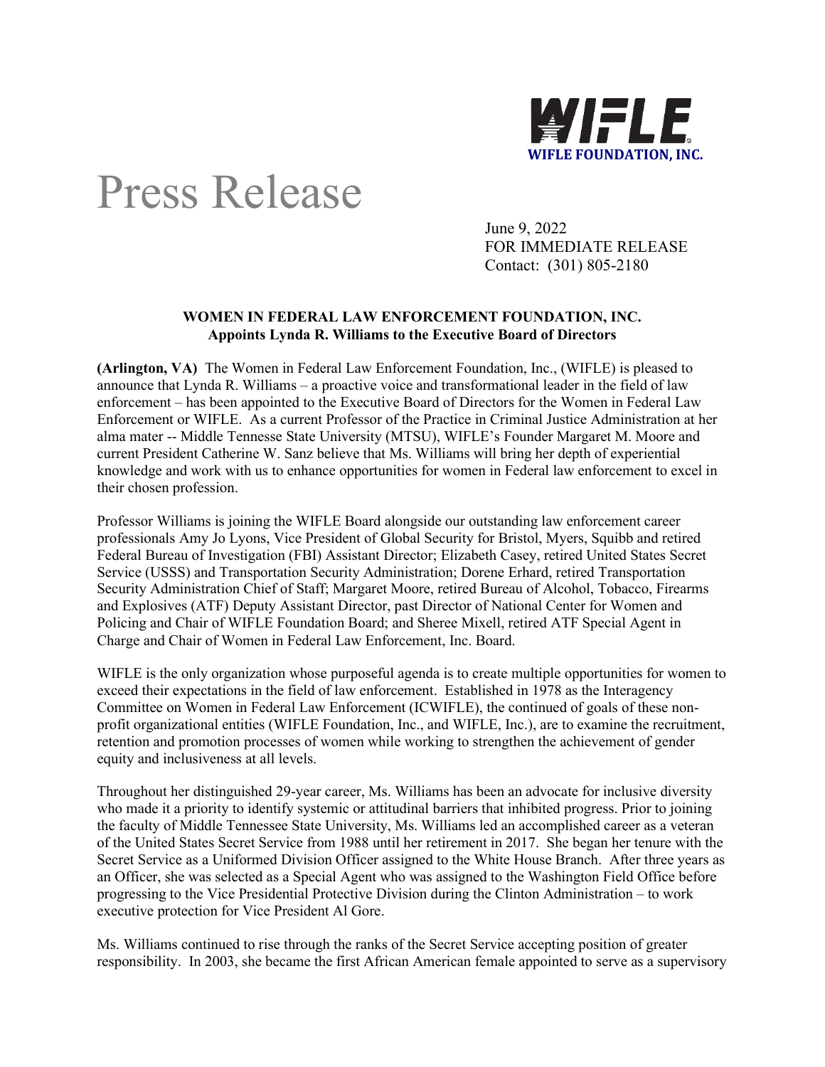WIFLE FOUNDATION, INC.

# Press Release

June 9, 2022
FOR IMMEDIATE RELEASE
Contact: (301) 805-2180

**WOMEN IN FEDERAL LAW ENFORCEMENT FOUNDATION, INC.**
**Appoints Lynda R. Williams to the Executive Board of Directors**

**(Arlington, VA)** The Women in Federal Law Enforcement Foundation, Inc., (WIFLE) is pleased to announce that Lynda R. Williams – a proactive voice and transformational leader in the field of law enforcement – has been appointed to the Executive Board of Directors for the Women in Federal Law Enforcement or WIFLE. As a current Professor of the Practice in Criminal Justice Administration at her alma mater -- Middle Tennessee State University (MTSU), WIFLE's Founder Margaret M. Moore and current President Catherine W. Sanz believe that Ms. Williams will bring her depth of experiential knowledge and work with us to enhance opportunities for women in Federal law enforcement to excel in their chosen profession.

Professor Williams is joining the WIFLE Board alongside our outstanding law enforcement career professionals Amy Jo Lyons, Vice President of Global Security for Bristol, Myers, Squibb and retired Federal Bureau of Investigation (FBI) Assistant Director; Elizabeth Casey, retired United States Secret Service (USSS) and Transportation Security Administration; Dorene Erhard, retired Transportation Security Administration Chief of Staff; Margaret Moore, retired Bureau of Alcohol, Tobacco, Firearms and Explosives (ATF) Deputy Assistant Director, past Director of National Center for Women and Policing and Chair of WIFLE Foundation Board; and Sheree Mixell, retired ATF Special Agent in Charge and Chair of Women in Federal Law Enforcement, Inc. Board.

WIFLE is the only organization whose purposeful agenda is to create multiple opportunities for women to exceed their expectations in the field of law enforcement. Established in 1978 as the Interagency Committee on Women in Federal Law Enforcement (ICWIFLE), the continued of goals of these non-profit organizational entities (WIFLE Foundation, Inc., and WIFLE, Inc.), are to examine the recruitment, retention and promotion processes of women while working to strengthen the achievement of gender equity and inclusiveness at all levels.

Throughout her distinguished 29-year career, Ms. Williams has been an advocate for inclusive diversity who made it a priority to identify systemic or attitudinal barriers that inhibited progress. Prior to joining the faculty of Middle Tennessee State University, Ms. Williams led an accomplished career as a veteran of the United States Secret Service from 1988 until her retirement in 2017. She began her tenure with the Secret Service as a Uniformed Division Officer assigned to the White House Branch. After three years as an Officer, she was selected as a Special Agent who was assigned to the Washington Field Office before progressing to the Vice Presidential Protective Division during the Clinton Administration – to work executive protection for Vice President Al Gore.

Ms. Williams continued to rise through the ranks of the Secret Service accepting position of greater responsibility. In 2003, she became the first African American female appointed to serve as a supervisory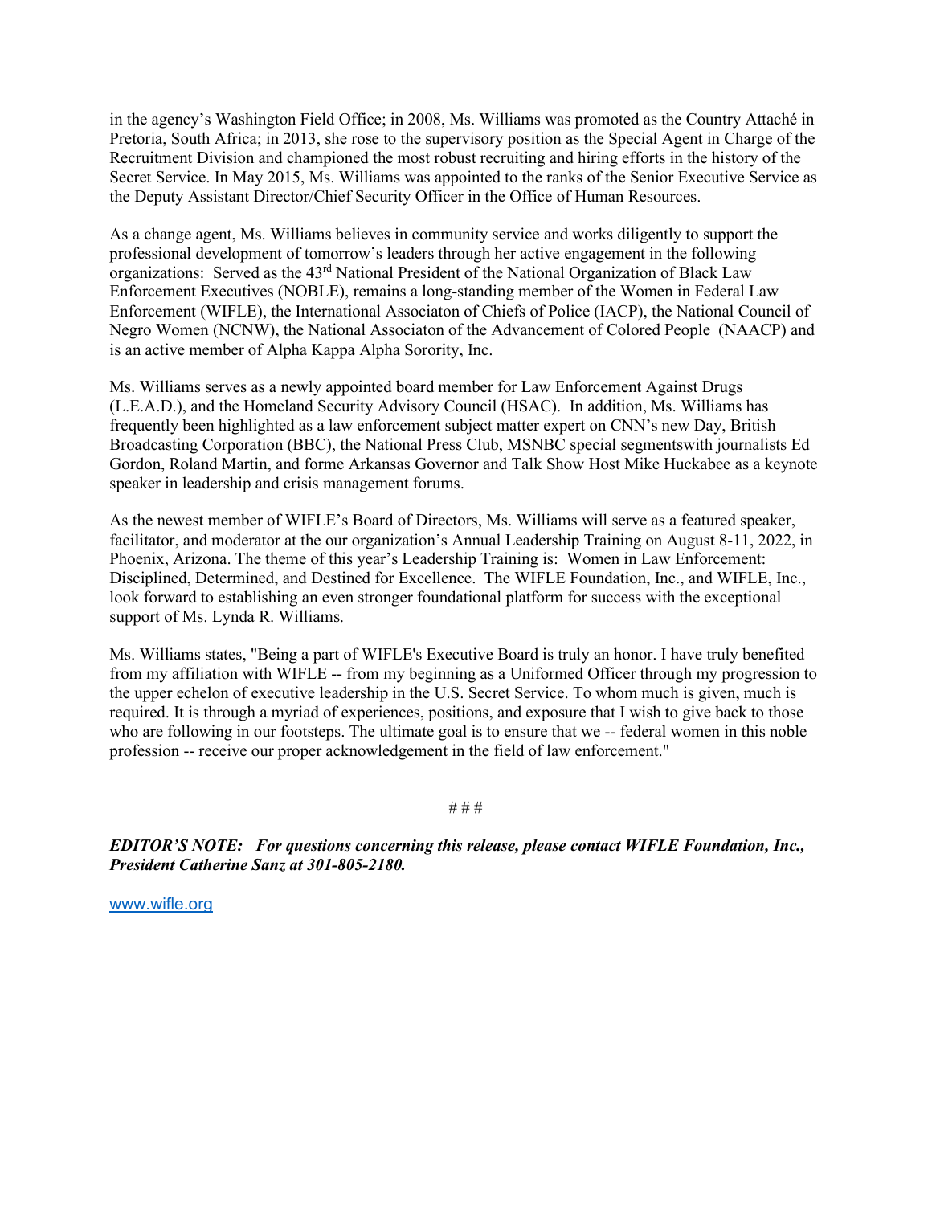in the agency's Washington Field Office; in 2008, Ms. Williams was promoted as the Country Attaché in Pretoria, South Africa; in 2013, she rose to the supervisory position as the Special Agent in Charge of the Recruitment Division and championed the most robust recruiting and hiring efforts in the history of the Secret Service. In May 2015, Ms. Williams was appointed to the ranks of the Senior Executive Service as the Deputy Assistant Director/Chief Security Officer in the Office of Human Resources.

As a change agent, Ms. Williams believes in community service and works diligently to support the professional development of tomorrow's leaders through her active engagement in the following organizations: Served as the 43rd National President of the National Organization of Black Law Enforcement Executives (NOBLE), remains a long-standing member of the Women in Federal Law Enforcement (WIFLE), the International Associaton of Chiefs of Police (IACP), the National Council of Negro Women (NCNW), the National Associaton of the Advancement of Colored People (NAACP) and is an active member of Alpha Kappa Alpha Sorority, Inc.

Ms. Williams serves as a newly appointed board member for Law Enforcement Against Drugs (L.E.A.D.), and the Homeland Security Advisory Council (HSAC). In addition, Ms. Williams has frequently been highlighted as a law enforcement subject matter expert on CNN's new Day, British Broadcasting Corporation (BBC), the National Press Club, MSNBC special segmentswith journalists Ed Gordon, Roland Martin, and forme Arkansas Governor and Talk Show Host Mike Huckabee as a keynote speaker in leadership and crisis management forums.

As the newest member of WIFLE's Board of Directors, Ms. Williams will serve as a featured speaker, facilitator, and moderator at the our organization's Annual Leadership Training on August 8-11, 2022, in Phoenix, Arizona. The theme of this year's Leadership Training is: Women in Law Enforcement: Disciplined, Determined, and Destined for Excellence. The WIFLE Foundation, Inc., and WIFLE, Inc., look forward to establishing an even stronger foundational platform for success with the exceptional support of Ms. Lynda R. Williams.

Ms. Williams states, "Being a part of WIFLE's Executive Board is truly an honor. I have truly benefited from my affiliation with WIFLE -- from my beginning as a Uniformed Officer through my progression to the upper echelon of executive leadership in the U.S. Secret Service. To whom much is given, much is required. It is through a myriad of experiences, positions, and exposure that I wish to give back to those who are following in our footsteps. The ultimate goal is to ensure that we -- federal women in this noble profession -- receive our proper acknowledgement in the field of law enforcement."

# # #

***EDITOR'S NOTE: For questions concerning this release, please contact WIFLE Foundation, Inc., President Catherine Sanz at 301-805-2180.***

www.wifle.org